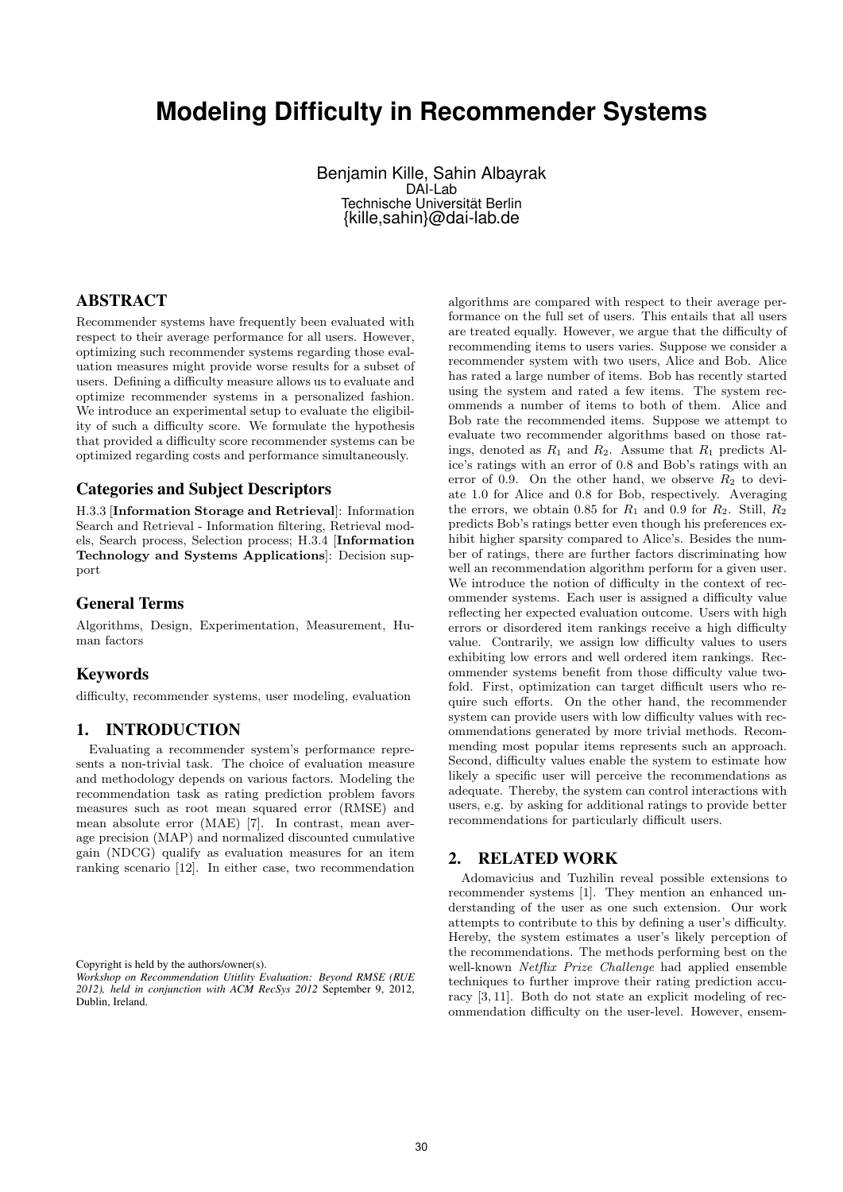# Modeling Difficulty in Recommender Systems

Benjamin Kille, Sahin Albayrak
DAI-Lab
Technische Universität Berlin
{kille,sahin}@dai-lab.de

## ABSTRACT

Recommender systems have frequently been evaluated with respect to their average performance for all users. However, optimizing such recommender systems regarding those evaluation measures might provide worse results for a subset of users. Defining a difficulty measure allows us to evaluate and optimize recommender systems in a personalized fashion. We introduce an experimental setup to evaluate the eligibility of such a difficulty score. We formulate the hypothesis that provided a difficulty score recommender systems can be optimized regarding costs and performance simultaneously.

### Categories and Subject Descriptors

H.3.3 [**Information Storage and Retrieval**]: Information Search and Retrieval - Information filtering, Retrieval models, Search process, Selection process; H.3.4 [**Information Technology and Systems Applications**]: Decision support

### General Terms

Algorithms, Design, Experimentation, Measurement, Human factors

### Keywords

difficulty, recommender systems, user modeling, evaluation

## 1. INTRODUCTION

Evaluating a recommender system's performance represents a non-trivial task. The choice of evaluation measure and methodology depends on various factors. Modeling the recommendation task as rating prediction problem favors measures such as root mean squared error (RMSE) and mean absolute error (MAE) [7]. In contrast, mean average precision (MAP) and normalized discounted cumulative gain (NDCG) qualify as evaluation measures for an item ranking scenario [12]. In either case, two recommendation algorithms are compared with respect to their average performance on the full set of users. This entails that all users are treated equally. However, we argue that the difficulty of recommending items to users varies. Suppose we consider a recommender system with two users, Alice and Bob. Alice has rated a large number of items. Bob has recently started using the system and rated a few items. The system recommends a number of items to both of them. Alice and Bob rate the recommended items. Suppose we attempt to evaluate two recommender algorithms based on those ratings, denoted as $R_1$ and $R_2$. Assume that $R_1$ predicts Alice's ratings with an error of 0.8 and Bob's ratings with an error of 0.9. On the other hand, we observe $R_2$ to deviate 1.0 for Alice and 0.8 for Bob, respectively. Averaging the errors, we obtain 0.85 for $R_1$ and 0.9 for $R_2$. Still, $R_2$ predicts Bob's ratings better even though his preferences exhibit higher sparsity compared to Alice's. Besides the number of ratings, there are further factors discriminating how well an recommendation algorithm perform for a given user. We introduce the notion of difficulty in the context of recommender systems. Each user is assigned a difficulty value reflecting her expected evaluation outcome. Users with high errors or disordered item rankings receive a high difficulty value. Contrarily, we assign low difficulty values to users exhibiting low errors and well ordered item rankings. Recommender systems benefit from those difficulty value twofold. First, optimization can target difficult users who require such efforts. On the other hand, the recommender system can provide users with low difficulty values with recommendations generated by more trivial methods. Recommending most popular items represents such an approach. Second, difficulty values enable the system to estimate how likely a specific user will perceive the recommendations as adequate. Thereby, the system can control interactions with users, e.g. by asking for additional ratings to provide better recommendations for particularly difficult users.

## 2. RELATED WORK

Adomavicius and Tuzhilin reveal possible extensions to recommender systems [1]. They mention an enhanced understanding of the user as one such extension. Our work attempts to contribute to this by defining a user's difficulty. Hereby, the system estimates a user's likely perception of the recommendations. The methods performing best on the well-known *Netflix Prize Challenge* had applied ensemble techniques to further improve their rating prediction accuracy [3, 11]. Both do not state an explicit modeling of recommendation difficulty on the user-level. However, ensem-

Copyright is held by the authors/owner(s).
*Workshop on Recommendation Utitlity Evaluation: Beyond RMSE (RUE 2012), held in conjunction with ACM RecSys 2012* September 9, 2012, Dublin, Ireland.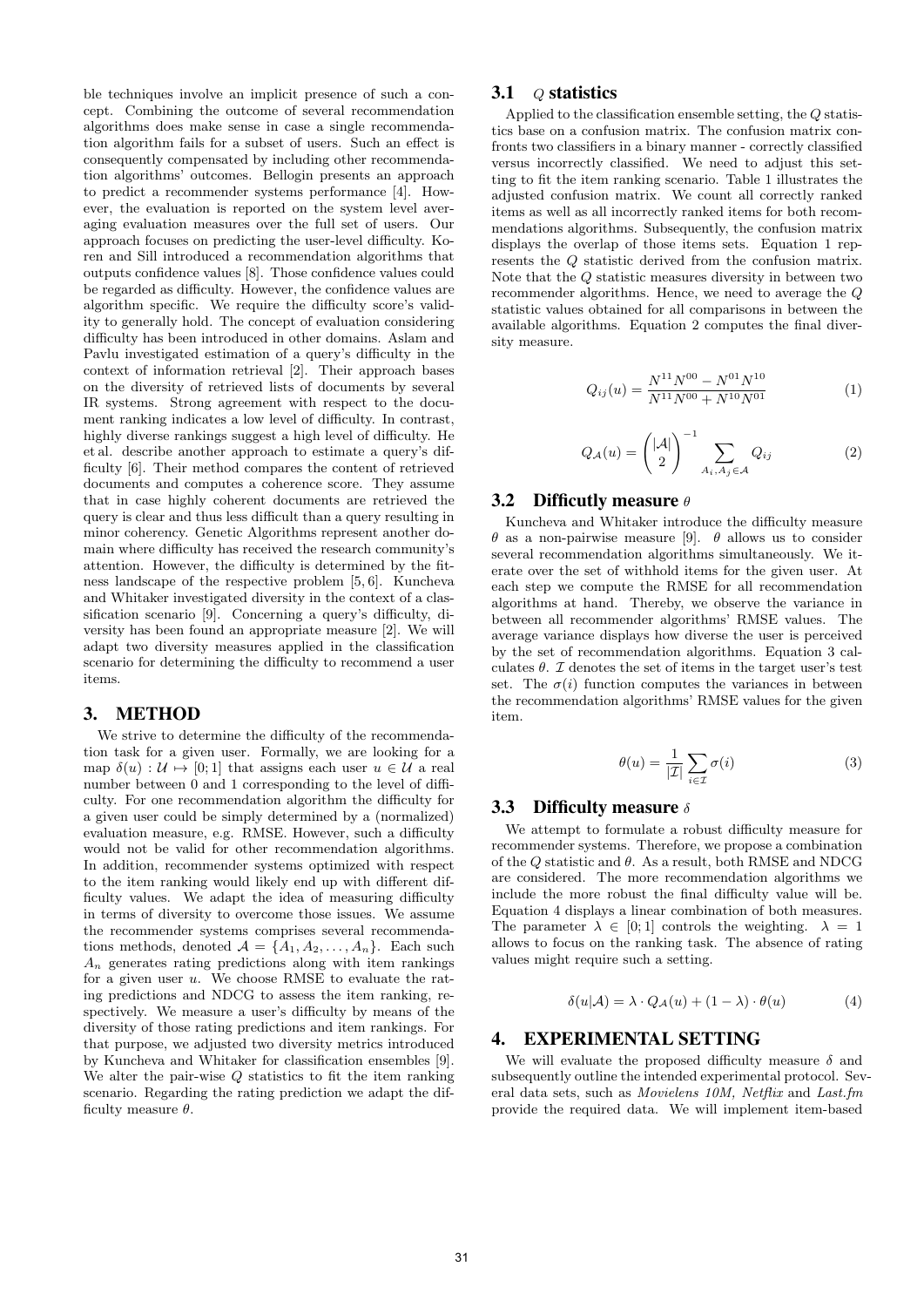ble techniques involve an implicit presence of such a concept. Combining the outcome of several recommendation algorithms does make sense in case a single recommendation algorithm fails for a subset of users. Such an effect is consequently compensated by including other recommendation algorithms' outcomes. Bellogin presents an approach to predict a recommender systems performance [4]. However, the evaluation is reported on the system level averaging evaluation measures over the full set of users. Our approach focuses on predicting the user-level difficulty. Koren and Sill introduced a recommendation algorithms that outputs confidence values [8]. Those confidence values could be regarded as difficulty. However, the confidence values are algorithm specific. We require the difficulty score's validity to generally hold. The concept of evaluation considering difficulty has been introduced in other domains. Aslam and Pavlu investigated estimation of a query's difficulty in the context of information retrieval [2]. Their approach bases on the diversity of retrieved lists of documents by several IR systems. Strong agreement with respect to the document ranking indicates a low level of difficulty. In contrast, highly diverse rankings suggest a high level of difficulty. He et al. describe another approach to estimate a query's difficulty [6]. Their method compares the content of retrieved documents and computes a coherence score. They assume that in case highly coherent documents are retrieved the query is clear and thus less difficult than a query resulting in minor coherency. Genetic Algorithms represent another domain where difficulty has received the research community's attention. However, the difficulty is determined by the fitness landscape of the respective problem [5, 6]. Kuncheva and Whitaker investigated diversity in the context of a classification scenario [9]. Concerning a query's difficulty, diversity has been found an appropriate measure [2]. We will adapt two diversity measures applied in the classification scenario for determining the difficulty to recommend a user items.

## 3. METHOD

We strive to determine the difficulty of the recommendation task for a given user. Formally, we are looking for a map $\delta(u) : \mathcal{U} \mapsto [0; 1]$ that assigns each user $u \in \mathcal{U}$ a real number between 0 and 1 corresponding to the level of difficulty. For one recommendation algorithm the difficulty for a given user could be simply determined by a (normalized) evaluation measure, e.g. RMSE. However, such a difficulty would not be valid for other recommendation algorithms. In addition, recommender systems optimized with respect to the item ranking would likely end up with different difficulty values. We adapt the idea of measuring difficulty in terms of diversity to overcome those issues. We assume the recommender systems comprises several recommendations methods, denoted $\mathcal{A} = \{A_1, A_2, \ldots, A_n\}$. Each such $A_n$ generates rating predictions along with item rankings for a given user $u$. We choose RMSE to evaluate the rating predictions and NDCG to assess the item ranking, respectively. We measure a user's difficulty by means of the diversity of those rating predictions and item rankings. For that purpose, we adjusted two diversity metrics introduced by Kuncheva and Whitaker for classification ensembles [9]. We alter the pair-wise $Q$ statistics to fit the item ranking scenario. Regarding the rating prediction we adapt the difficulty measure $\theta$.

### 3.1 $Q$ statistics

Applied to the classification ensemble setting, the $Q$ statistics base on a confusion matrix. The confusion matrix confronts two classifiers in a binary manner - correctly classified versus incorrectly classified. We need to adjust this setting to fit the item ranking scenario. Table 1 illustrates the adjusted confusion matrix. We count all correctly ranked items as well as all incorrectly ranked items for both recommendations algorithms. Subsequently, the confusion matrix displays the overlap of those items sets. Equation 1 represents the $Q$ statistic derived from the confusion matrix. Note that the $Q$ statistic measures diversity in between two recommender algorithms. Hence, we need to average the $Q$ statistic values obtained for all comparisons in between the available algorithms. Equation 2 computes the final diversity measure.

$$Q_{ij}(u) = \frac{N^{11}N^{00} - N^{01}N^{10}}{N^{11}N^{00} + N^{10}N^{01}} \tag{1}$$

$$Q_{\mathcal{A}}(u) = \binom{|\mathcal{A}|}{2}^{-1} \sum_{A_i, A_j \in \mathcal{A}} Q_{ij} \tag{2}$$

### 3.2 Difficutly measure $\theta$

Kuncheva and Whitaker introduce the difficulty measure $\theta$ as a non-pairwise measure [9]. $\theta$ allows us to consider several recommendation algorithms simultaneously. We iterate over the set of withhold items for the given user. At each step we compute the RMSE for all recommendation algorithms at hand. Thereby, we observe the variance in between all recommender algorithms' RMSE values. The average variance displays how diverse the user is perceived by the set of recommendation algorithms. Equation 3 calculates $\theta$. $\mathcal{I}$ denotes the set of items in the target user's test set. The $\sigma(i)$ function computes the variances in between the recommendation algorithms' RMSE values for the given item.

$$\theta(u) = \frac{1}{|\mathcal{I}|} \sum_{i \in \mathcal{I}} \sigma(i) \tag{3}$$

### 3.3 Difficulty measure $\delta$

We attempt to formulate a robust difficulty measure for recommender systems. Therefore, we propose a combination of the $Q$ statistic and $\theta$. As a result, both RMSE and NDCG are considered. The more recommendation algorithms we include the more robust the final difficulty value will be. Equation 4 displays a linear combination of both measures. The parameter $\lambda \in [0; 1]$ controls the weighting. $\lambda = 1$ allows to focus on the ranking task. The absence of rating values might require such a setting.

$$\delta(u|\mathcal{A}) = \lambda \cdot Q_{\mathcal{A}}(u) + (1 - \lambda) \cdot \theta(u) \tag{4}$$

## 4. EXPERIMENTAL SETTING

We will evaluate the proposed difficulty measure $\delta$ and subsequently outline the intended experimental protocol. Several data sets, such as *Movielens 10M, Netflix* and *Last.fm* provide the required data. We will implement item-based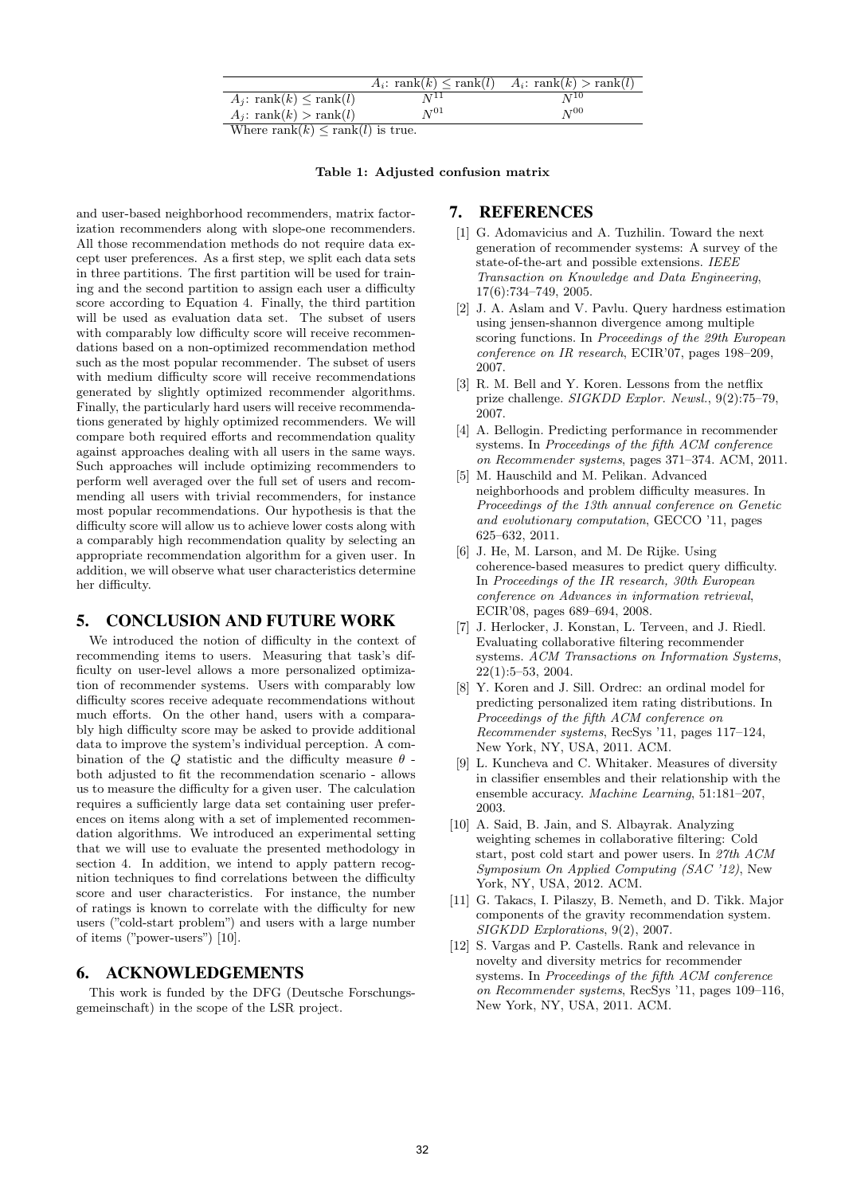| | $A_i$: rank($k$) $\leq$ rank($l$) | $A_i$: rank($k$) $>$ rank($l$) |
|---|---|---|
| $A_j$: rank($k$) $\leq$ rank($l$) | $N^{11}$ | $N^{10}$ |
| $A_j$: rank($k$) $>$ rank($l$) | $N^{01}$ | $N^{00}$ |

Where rank($k$) $\leq$ rank($l$) is true.

**Table 1: Adjusted confusion matrix**

and user-based neighborhood recommenders, matrix factorization recommenders along with slope-one recommenders. All those recommendation methods do not require data except user preferences. As a first step, we split each data sets in three partitions. The first partition will be used for training and the second partition to assign each user a difficulty score according to Equation 4. Finally, the third partition will be used as evaluation data set. The subset of users with comparably low difficulty score will receive recommendations based on a non-optimized recommendation method such as the most popular recommender. The subset of users with medium difficulty score will receive recommendations generated by slightly optimized recommender algorithms. Finally, the particularly hard users will receive recommendations generated by highly optimized recommenders. We will compare both required efforts and recommendation quality against approaches dealing with all users in the same ways. Such approaches will include optimizing recommenders to perform well averaged over the full set of users and recommending all users with trivial recommenders, for instance most popular recommendations. Our hypothesis is that the difficulty score will allow us to achieve lower costs along with a comparably high recommendation quality by selecting an appropriate recommendation algorithm for a given user. In addition, we will observe what user characteristics determine her difficulty.

## 5. CONCLUSION AND FUTURE WORK

We introduced the notion of difficulty in the context of recommending items to users. Measuring that task's difficulty on user-level allows a more personalized optimization of recommender systems. Users with comparably low difficulty scores receive adequate recommendations without much efforts. On the other hand, users with a comparably high difficulty score may be asked to provide additional data to improve the system's individual perception. A combination of the $Q$ statistic and the difficulty measure $\theta$ - both adjusted to fit the recommendation scenario - allows us to measure the difficulty for a given user. The calculation requires a sufficiently large data set containing user preferences on items along with a set of implemented recommendation algorithms. We introduced an experimental setting that we will use to evaluate the presented methodology in section 4. In addition, we intend to apply pattern recognition techniques to find correlations between the difficulty score and user characteristics. For instance, the number of ratings is known to correlate with the difficulty for new users ("cold-start problem") and users with a large number of items ("power-users") [10].

## 6. ACKNOWLEDGEMENTS

This work is funded by the DFG (Deutsche Forschungsgemeinschaft) in the scope of the LSR project.

## 7. REFERENCES

[1] G. Adomavicius and A. Tuzhilin. Toward the next generation of recommender systems: A survey of the state-of-the-art and possible extensions. *IEEE Transaction on Knowledge and Data Engineering*, 17(6):734–749, 2005.

[2] J. A. Aslam and V. Pavlu. Query hardness estimation using jensen-shannon divergence among multiple scoring functions. In *Proceedings of the 29th European conference on IR research*, ECIR'07, pages 198–209, 2007.

[3] R. M. Bell and Y. Koren. Lessons from the netflix prize challenge. *SIGKDD Explor. Newsl.*, 9(2):75–79, 2007.

[4] A. Bellogin. Predicting performance in recommender systems. In *Proceedings of the fifth ACM conference on Recommender systems*, pages 371–374. ACM, 2011.

[5] M. Hauschild and M. Pelikan. Advanced neighborhoods and problem difficulty measures. In *Proceedings of the 13th annual conference on Genetic and evolutionary computation*, GECCO '11, pages 625–632, 2011.

[6] J. He, M. Larson, and M. De Rijke. Using coherence-based measures to predict query difficulty. In *Proceedings of the IR research, 30th European conference on Advances in information retrieval*, ECIR'08, pages 689–694, 2008.

[7] J. Herlocker, J. Konstan, L. Terveen, and J. Riedl. Evaluating collaborative filtering recommender systems. *ACM Transactions on Information Systems*, 22(1):5–53, 2004.

[8] Y. Koren and J. Sill. Ordrec: an ordinal model for predicting personalized item rating distributions. In *Proceedings of the fifth ACM conference on Recommender systems*, RecSys '11, pages 117–124, New York, NY, USA, 2011. ACM.

[9] L. Kuncheva and C. Whitaker. Measures of diversity in classifier ensembles and their relationship with the ensemble accuracy. *Machine Learning*, 51:181–207, 2003.

[10] A. Said, B. Jain, and S. Albayrak. Analyzing weighting schemes in collaborative filtering: Cold start, post cold start and power users. In *27th ACM Symposium On Applied Computing (SAC '12)*, New York, NY, USA, 2012. ACM.

[11] G. Takacs, I. Pilaszy, B. Nemeth, and D. Tikk. Major components of the gravity recommendation system. *SIGKDD Explorations*, 9(2), 2007.

[12] S. Vargas and P. Castells. Rank and relevance in novelty and diversity metrics for recommender systems. In *Proceedings of the fifth ACM conference on Recommender systems*, RecSys '11, pages 109–116, New York, NY, USA, 2011. ACM.